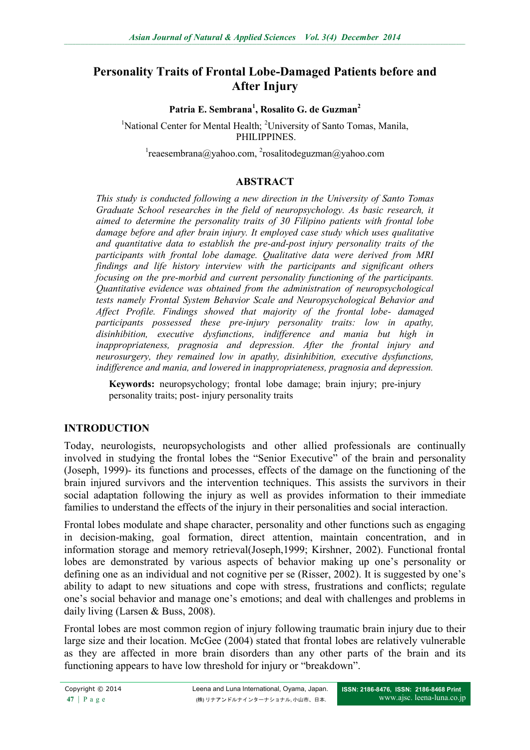# Personality Traits of Frontal Lobe-Damaged Patients before and After Injury

**Patria E. Sembrana[1], Rosalito G. de Guzman[2]**

[1]National Center for Mental Health; [2]University of Santo Tomas, Manila, PHILIPPINES.

[1]reaesembrana@yahoo.com, [2]rosalitodeguzman@yahoo.com

## ABSTRACT

*This study is conducted following a new direction in the University of Santo Tomas Graduate School researches in the field of neuropsychology. As basic research, it aimed to determine the personality traits of 30 Filipino patients with frontal lobe damage before and after brain injury. It employed case study which uses qualitative and quantitative data to establish the pre-and-post injury personality traits of the participants with frontal lobe damage. Qualitative data were derived from MRI findings and life history interview with the participants and significant others focusing on the pre-morbid and current personality functioning of the participants. Quantitative evidence was obtained from the administration of neuropsychological tests namely Frontal System Behavior Scale and Neuropsychological Behavior and Affect Profile. Findings showed that majority of the frontal lobe- damaged participants possessed these pre-injury personality traits: low in apathy, disinhibition, executive dysfunctions, indifference and mania but high in inappropriateness, pragnosia and depression. After the frontal injury and neurosurgery, they remained low in apathy, disinhibition, executive dysfunctions, indifference and mania, and lowered in inappropriateness, pragnosia and depression.*

**Keywords:** neuropsychology; frontal lobe damage; brain injury; pre-injury personality traits; post- injury personality traits

## INTRODUCTION

Today, neurologists, neuropsychologists and other allied professionals are continually involved in studying the frontal lobes the "Senior Executive" of the brain and personality (Joseph, 1999)- its functions and processes, effects of the damage on the functioning of the brain injured survivors and the intervention techniques. This assists the survivors in their social adaptation following the injury as well as provides information to their immediate families to understand the effects of the injury in their personalities and social interaction.

Frontal lobes modulate and shape character, personality and other functions such as engaging in decision-making, goal formation, direct attention, maintain concentration, and in information storage and memory retrieval(Joseph,1999; Kirshner, 2002). Functional frontal lobes are demonstrated by various aspects of behavior making up one's personality or defining one as an individual and not cognitive per se (Risser, 2002). It is suggested by one's ability to adapt to new situations and cope with stress, frustrations and conflicts; regulate one's social behavior and manage one's emotions; and deal with challenges and problems in daily living (Larsen & Buss, 2008).

Frontal lobes are most common region of injury following traumatic brain injury due to their large size and their location. McGee (2004) stated that frontal lobes are relatively vulnerable as they are affected in more brain disorders than any other parts of the brain and its functioning appears to have low threshold for injury or "breakdown".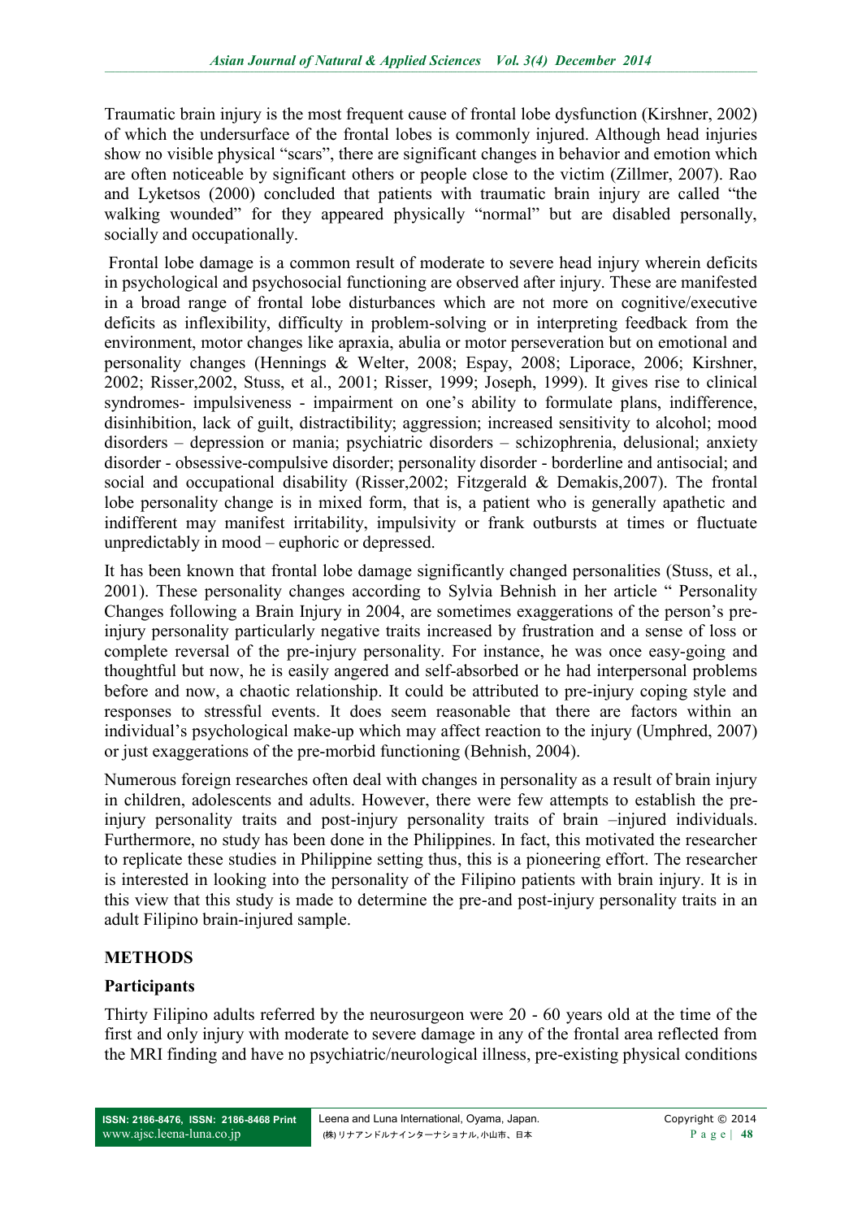Traumatic brain injury is the most frequent cause of frontal lobe dysfunction (Kirshner, 2002) of which the undersurface of the frontal lobes is commonly injured. Although head injuries show no visible physical "scars", there are significant changes in behavior and emotion which are often noticeable by significant others or people close to the victim (Zillmer, 2007). Rao and Lyketsos (2000) concluded that patients with traumatic brain injury are called "the walking wounded" for they appeared physically "normal" but are disabled personally, socially and occupationally.

Frontal lobe damage is a common result of moderate to severe head injury wherein deficits in psychological and psychosocial functioning are observed after injury. These are manifested in a broad range of frontal lobe disturbances which are not more on cognitive/executive deficits as inflexibility, difficulty in problem-solving or in interpreting feedback from the environment, motor changes like apraxia, abulia or motor perseveration but on emotional and personality changes (Hennings & Welter, 2008; Espay, 2008; Liporace, 2006; Kirshner, 2002; Risser,2002, Stuss, et al., 2001; Risser, 1999; Joseph, 1999). It gives rise to clinical syndromes- impulsiveness - impairment on one's ability to formulate plans, indifference, disinhibition, lack of guilt, distractibility; aggression; increased sensitivity to alcohol; mood disorders – depression or mania; psychiatric disorders – schizophrenia, delusional; anxiety disorder - obsessive-compulsive disorder; personality disorder - borderline and antisocial; and social and occupational disability (Risser,2002; Fitzgerald & Demakis,2007). The frontal lobe personality change is in mixed form, that is, a patient who is generally apathetic and indifferent may manifest irritability, impulsivity or frank outbursts at times or fluctuate unpredictably in mood – euphoric or depressed.

It has been known that frontal lobe damage significantly changed personalities (Stuss, et al., 2001). These personality changes according to Sylvia Behnish in her article " Personality Changes following a Brain Injury in 2004, are sometimes exaggerations of the person's pre-injury personality particularly negative traits increased by frustration and a sense of loss or complete reversal of the pre-injury personality. For instance, he was once easy-going and thoughtful but now, he is easily angered and self-absorbed or he had interpersonal problems before and now, a chaotic relationship. It could be attributed to pre-injury coping style and responses to stressful events. It does seem reasonable that there are factors within an individual's psychological make-up which may affect reaction to the injury (Umphred, 2007) or just exaggerations of the pre-morbid functioning (Behnish, 2004).

Numerous foreign researches often deal with changes in personality as a result of brain injury in children, adolescents and adults. However, there were few attempts to establish the pre-injury personality traits and post-injury personality traits of brain –injured individuals. Furthermore, no study has been done in the Philippines. In fact, this motivated the researcher to replicate these studies in Philippine setting thus, this is a pioneering effort. The researcher is interested in looking into the personality of the Filipino patients with brain injury. It is in this view that this study is made to determine the pre-and post-injury personality traits in an adult Filipino brain-injured sample.

## METHODS

### Participants

Thirty Filipino adults referred by the neurosurgeon were 20 - 60 years old at the time of the first and only injury with moderate to severe damage in any of the frontal area reflected from the MRI finding and have no psychiatric/neurological illness, pre-existing physical conditions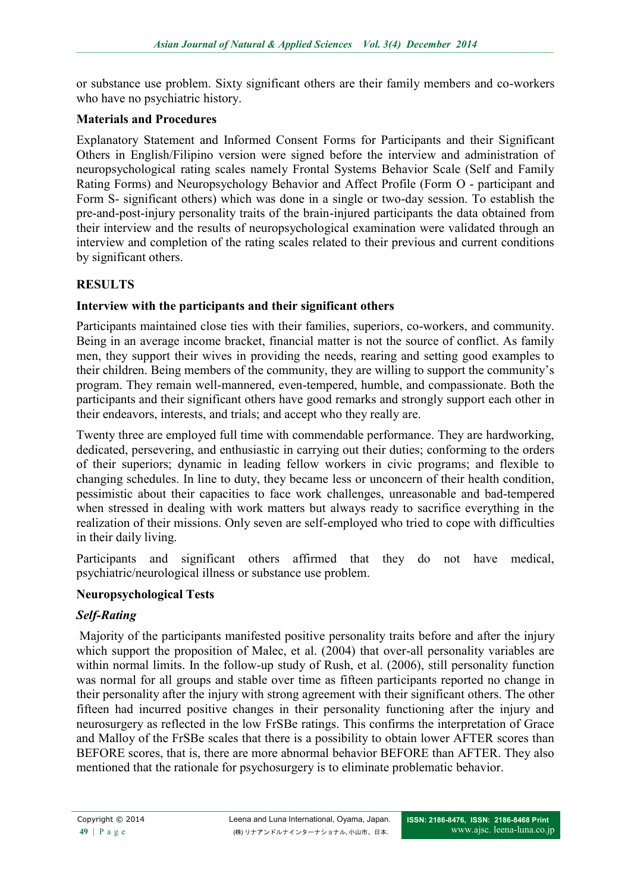or substance use problem. Sixty significant others are their family members and co-workers who have no psychiatric history.

**Materials and Procedures**

Explanatory Statement and Informed Consent Forms for Participants and their Significant Others in English/Filipino version were signed before the interview and administration of neuropsychological rating scales namely Frontal Systems Behavior Scale (Self and Family Rating Forms) and Neuropsychology Behavior and Affect Profile (Form O - participant and Form S- significant others) which was done in a single or two-day session. To establish the pre-and-post-injury personality traits of the brain-injured participants the data obtained from their interview and the results of neuropsychological examination were validated through an interview and completion of the rating scales related to their previous and current conditions by significant others.

## RESULTS

**Interview with the participants and their significant others**

Participants maintained close ties with their families, superiors, co-workers, and community. Being in an average income bracket, financial matter is not the source of conflict. As family men, they support their wives in providing the needs, rearing and setting good examples to their children. Being members of the community, they are willing to support the community's program. They remain well-mannered, even-tempered, humble, and compassionate. Both the participants and their significant others have good remarks and strongly support each other in their endeavors, interests, and trials; and accept who they really are.

Twenty three are employed full time with commendable performance. They are hardworking, dedicated, persevering, and enthusiastic in carrying out their duties; conforming to the orders of their superiors; dynamic in leading fellow workers in civic programs; and flexible to changing schedules. In line to duty, they became less or unconcern of their health condition, pessimistic about their capacities to face work challenges, unreasonable and bad-tempered when stressed in dealing with work matters but always ready to sacrifice everything in the realization of their missions. Only seven are self-employed who tried to cope with difficulties in their daily living.

Participants and significant others affirmed that they do not have medical, psychiatric/neurological illness or substance use problem.

**Neuropsychological Tests**

***Self-Rating***

Majority of the participants manifested positive personality traits before and after the injury which support the proposition of Malec, et al. (2004) that over-all personality variables are within normal limits. In the follow-up study of Rush, et al. (2006), still personality function was normal for all groups and stable over time as fifteen participants reported no change in their personality after the injury with strong agreement with their significant others. The other fifteen had incurred positive changes in their personality functioning after the injury and neurosurgery as reflected in the low FrSBe ratings. This confirms the interpretation of Grace and Malloy of the FrSBe scales that there is a possibility to obtain lower AFTER scores than BEFORE scores, that is, there are more abnormal behavior BEFORE than AFTER. They also mentioned that the rationale for psychosurgery is to eliminate problematic behavior.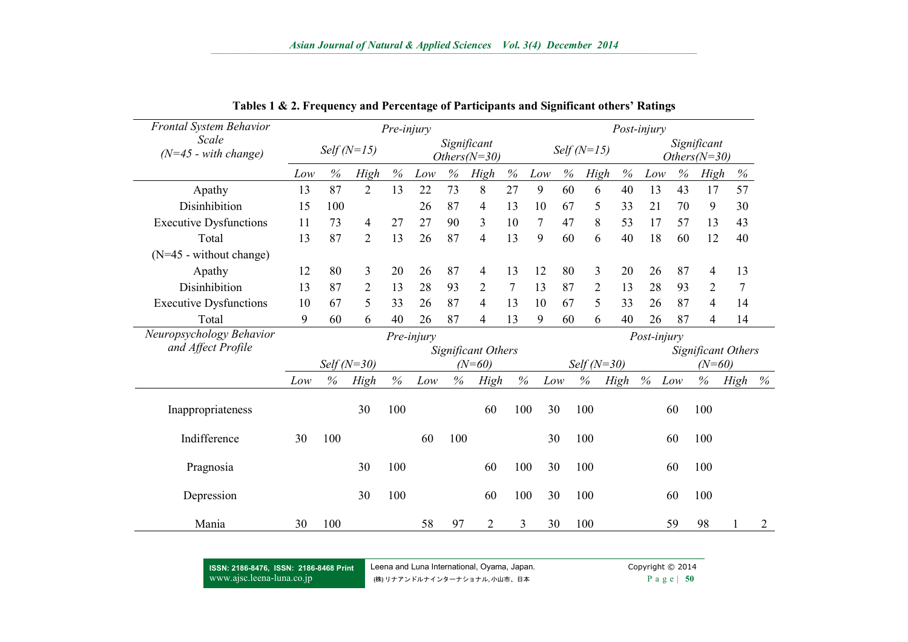**Tables 1 & 2. Frequency and Percentage of Participants and Significant others' Ratings**

| *Frontal System Behavior Scale (N=45 - with change)* | *Pre-injury* | | | | | | | | *Post-injury* | | | | | | | |
|---|---|---|---|---|---|---|---|---|---|---|---|---|---|---|---|---|
| | *Self (N=15)* | | | | *Significant Others(N=30)* | | | | *Self (N=15)* | | | | *Significant Others(N=30)* | | | |
| | *Low* | *%* | *High* | *%* | *Low* | *%* | *High* | *%* | *Low* | *%* | *High* | *%* | *Low* | *%* | *High* | *%* |
| Apathy | 13 | 87 | 2 | 13 | 22 | 73 | 8 | 27 | 9 | 60 | 6 | 40 | 13 | 43 | 17 | 57 |
| Disinhibition | 15 | 100 | | | 26 | 87 | 4 | 13 | 10 | 67 | 5 | 33 | 21 | 70 | 9 | 30 |
| Executive Dysfunctions | 11 | 73 | 4 | 27 | 27 | 90 | 3 | 10 | 7 | 47 | 8 | 53 | 17 | 57 | 13 | 43 |
| Total | 13 | 87 | 2 | 13 | 26 | 87 | 4 | 13 | 9 | 60 | 6 | 40 | 18 | 60 | 12 | 40 |
| (N=45 - without change) | | | | | | | | | | | | | | | | |
| Apathy | 12 | 80 | 3 | 20 | 26 | 87 | 4 | 13 | 12 | 80 | 3 | 20 | 26 | 87 | 4 | 13 |
| Disinhibition | 13 | 87 | 2 | 13 | 28 | 93 | 2 | 7 | 13 | 87 | 2 | 13 | 28 | 93 | 2 | 7 |
| Executive Dysfunctions | 10 | 67 | 5 | 33 | 26 | 87 | 4 | 13 | 10 | 67 | 5 | 33 | 26 | 87 | 4 | 14 |
| Total | 9 | 60 | 6 | 40 | 26 | 87 | 4 | 13 | 9 | 60 | 6 | 40 | 26 | 87 | 4 | 14 |

| *Neuropsychology Behavior and Affect Profile* | *Pre-injury* | | | | | | | | *Post-injury* | | | | | | | |
|---|---|---|---|---|---|---|---|---|---|---|---|---|---|---|---|---|
| | *Self (N=30)* | | | | *Significant Others (N=60)* | | | | *Self (N=30)* | | | | *Significant Others (N=60)* | | | |
| | *Low* | *%* | *High* | *%* | *Low* | *%* | *High* | *%* | *Low* | *%* | *High* | *%* | *Low* | *%* | *High* | *%* |
| Inappropriateness | | | 30 | 100 | | | 60 | 100 | 30 | 100 | | | 60 | 100 | | |
| Indifference | 30 | 100 | | | 60 | 100 | | | 30 | 100 | | | 60 | 100 | | |
| Pragnosia | | | 30 | 100 | | | 60 | 100 | 30 | 100 | | | 60 | 100 | | |
| Depression | | | 30 | 100 | | | 60 | 100 | 30 | 100 | | | 60 | 100 | | |
| Mania | 30 | 100 | | | 58 | 97 | 2 | 3 | 30 | 100 | | | 59 | 98 | 1 | 2 |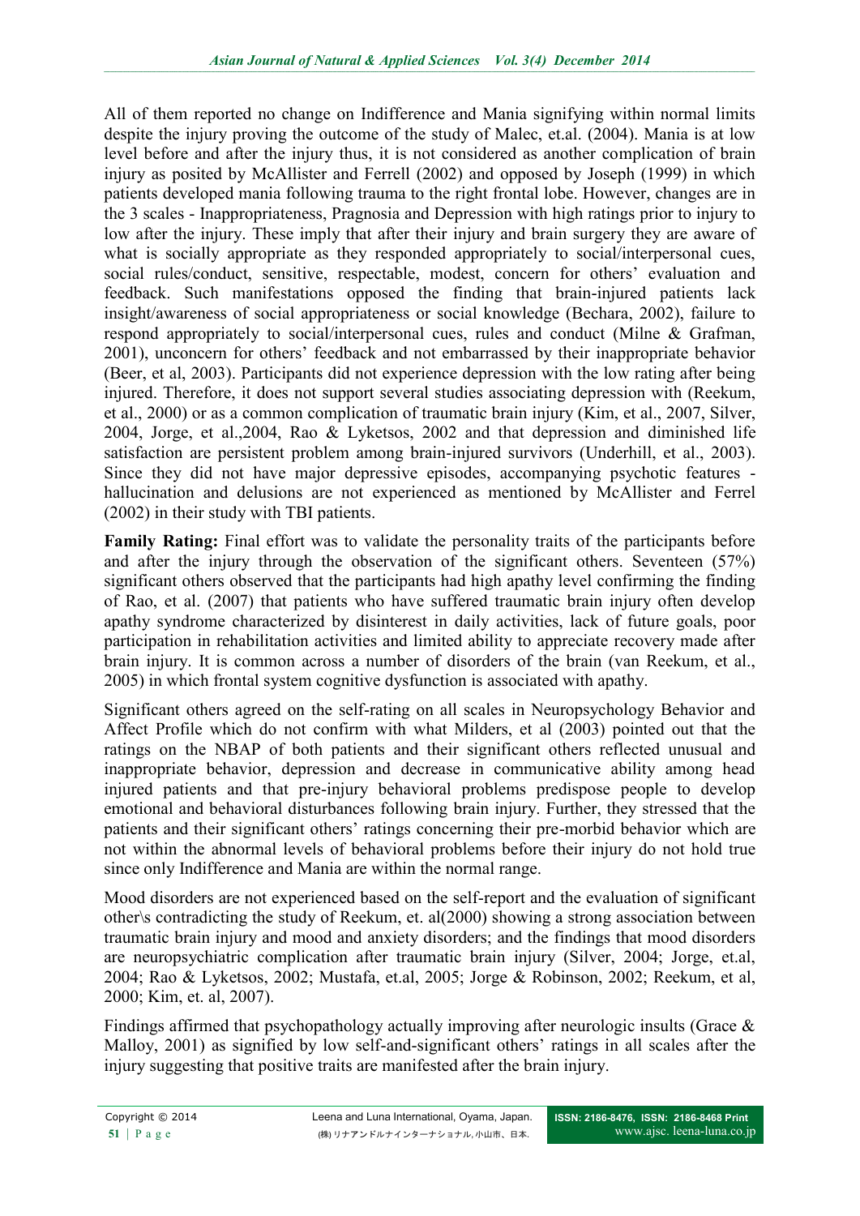All of them reported no change on Indifference and Mania signifying within normal limits despite the injury proving the outcome of the study of Malec, et.al. (2004). Mania is at low level before and after the injury thus, it is not considered as another complication of brain injury as posited by McAllister and Ferrell (2002) and opposed by Joseph (1999) in which patients developed mania following trauma to the right frontal lobe. However, changes are in the 3 scales - Inappropriateness, Pragnosia and Depression with high ratings prior to injury to low after the injury. These imply that after their injury and brain surgery they are aware of what is socially appropriate as they responded appropriately to social/interpersonal cues, social rules/conduct, sensitive, respectable, modest, concern for others' evaluation and feedback. Such manifestations opposed the finding that brain-injured patients lack insight/awareness of social appropriateness or social knowledge (Bechara, 2002), failure to respond appropriately to social/interpersonal cues, rules and conduct (Milne & Grafman, 2001), unconcern for others' feedback and not embarrassed by their inappropriate behavior (Beer, et al, 2003). Participants did not experience depression with the low rating after being injured. Therefore, it does not support several studies associating depression with (Reekum, et al., 2000) or as a common complication of traumatic brain injury (Kim, et al., 2007, Silver, 2004, Jorge, et al.,2004, Rao & Lyketsos, 2002 and that depression and diminished life satisfaction are persistent problem among brain-injured survivors (Underhill, et al., 2003). Since they did not have major depressive episodes, accompanying psychotic features - hallucination and delusions are not experienced as mentioned by McAllister and Ferrel (2002) in their study with TBI patients.

**Family Rating:** Final effort was to validate the personality traits of the participants before and after the injury through the observation of the significant others. Seventeen (57%) significant others observed that the participants had high apathy level confirming the finding of Rao, et al. (2007) that patients who have suffered traumatic brain injury often develop apathy syndrome characterized by disinterest in daily activities, lack of future goals, poor participation in rehabilitation activities and limited ability to appreciate recovery made after brain injury. It is common across a number of disorders of the brain (van Reekum, et al., 2005) in which frontal system cognitive dysfunction is associated with apathy.

Significant others agreed on the self-rating on all scales in Neuropsychology Behavior and Affect Profile which do not confirm with what Milders, et al (2003) pointed out that the ratings on the NBAP of both patients and their significant others reflected unusual and inappropriate behavior, depression and decrease in communicative ability among head injured patients and that pre-injury behavioral problems predispose people to develop emotional and behavioral disturbances following brain injury. Further, they stressed that the patients and their significant others' ratings concerning their pre-morbid behavior which are not within the abnormal levels of behavioral problems before their injury do not hold true since only Indifference and Mania are within the normal range.

Mood disorders are not experienced based on the self-report and the evaluation of significant other\s contradicting the study of Reekum, et. al(2000) showing a strong association between traumatic brain injury and mood and anxiety disorders; and the findings that mood disorders are neuropsychiatric complication after traumatic brain injury (Silver, 2004; Jorge, et.al, 2004; Rao & Lyketsos, 2002; Mustafa, et.al, 2005; Jorge & Robinson, 2002; Reekum, et al, 2000; Kim, et. al, 2007).

Findings affirmed that psychopathology actually improving after neurologic insults (Grace & Malloy, 2001) as signified by low self-and-significant others' ratings in all scales after the injury suggesting that positive traits are manifested after the brain injury.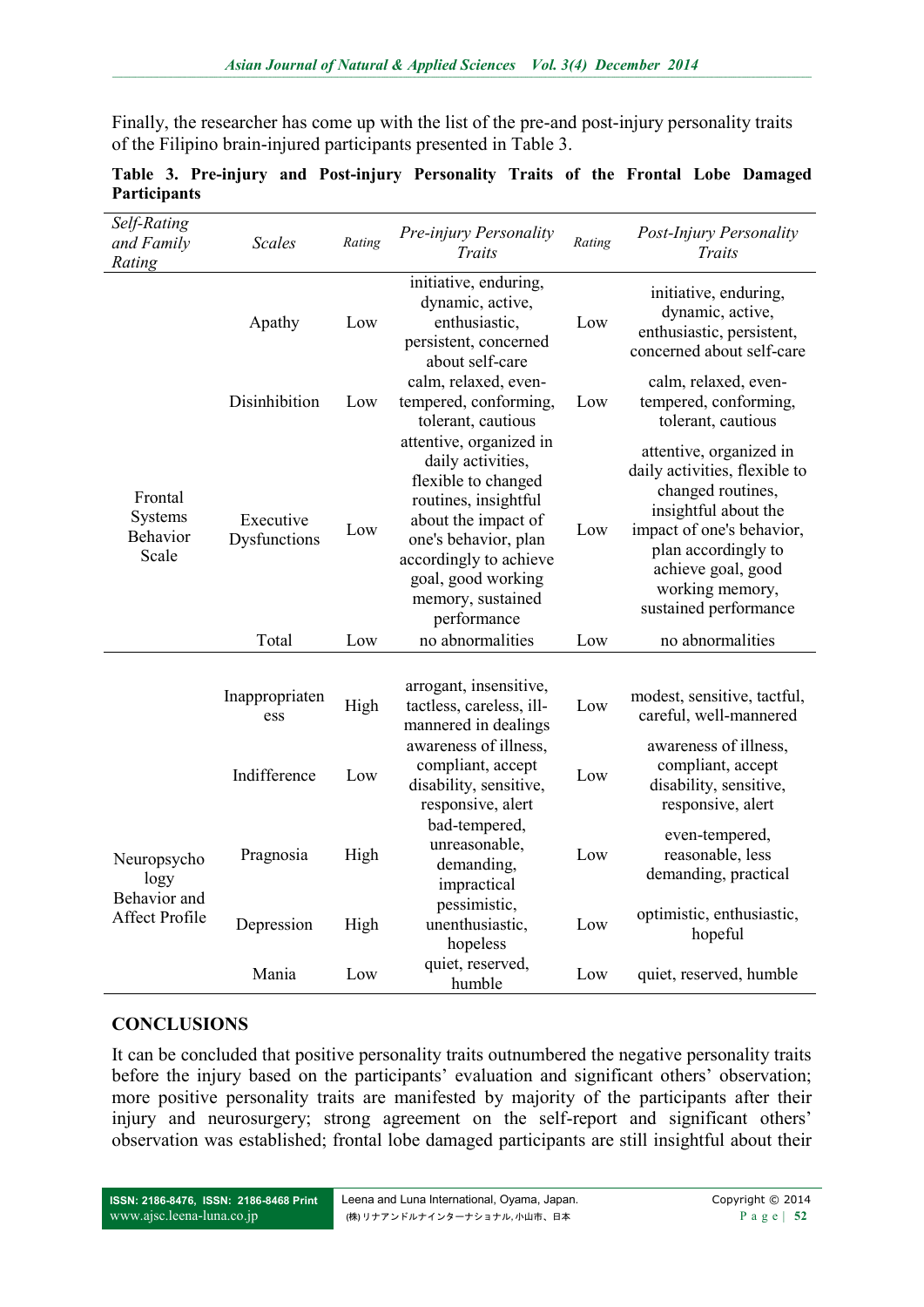Finally, the researcher has come up with the list of the pre-and post-injury personality traits of the Filipino brain-injured participants presented in Table 3.

**Table 3. Pre-injury and Post-injury Personality Traits of the Frontal Lobe Damaged Participants**

| *Self-Rating and Family Rating* | *Scales* | *Rating* | *Pre-injury Personality Traits* | *Rating* | *Post-Injury Personality Traits* |
|---|---|---|---|---|---|
| Frontal Systems Behavior Scale | Apathy | Low | initiative, enduring, dynamic, active, enthusiastic, persistent, concerned about self-care | Low | initiative, enduring, dynamic, active, enthusiastic, persistent, concerned about self-care |
| | Disinhibition | Low | calm, relaxed, even-tempered, conforming, tolerant, cautious | Low | calm, relaxed, even-tempered, conforming, tolerant, cautious |
| | Executive Dysfunctions | Low | attentive, organized in daily activities, flexible to changed routines, insightful about the impact of one's behavior, plan accordingly to achieve goal, good working memory, sustained performance | Low | attentive, organized in daily activities, flexible to changed routines, insightful about the impact of one's behavior, plan accordingly to achieve goal, good working memory, sustained performance |
| | Total | Low | no abnormalities | Low | no abnormalities |
| Neuropsychology Behavior and Affect Profile | Inappropriateness | High | arrogant, insensitive, tactless, careless, ill-mannered in dealings | Low | modest, sensitive, tactful, careful, well-mannered |
| | Indifference | Low | awareness of illness, compliant, accept disability, sensitive, responsive, alert | Low | awareness of illness, compliant, accept disability, sensitive, responsive, alert |
| | Pragnosia | High | bad-tempered, unreasonable, demanding, impractical | Low | even-tempered, reasonable, less demanding, practical |
| | Depression | High | pessimistic, unenthusiastic, hopeless | Low | optimistic, enthusiastic, hopeful |
| | Mania | Low | quiet, reserved, humble | Low | quiet, reserved, humble |

## CONCLUSIONS

It can be concluded that positive personality traits outnumbered the negative personality traits before the injury based on the participants' evaluation and significant others' observation; more positive personality traits are manifested by majority of the participants after their injury and neurosurgery; strong agreement on the self-report and significant others' observation was established; frontal lobe damaged participants are still insightful about their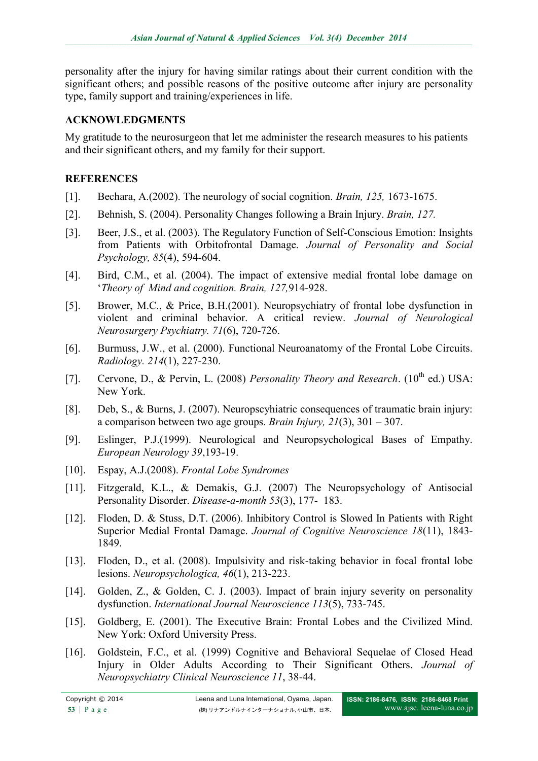personality after the injury for having similar ratings about their current condition with the significant others; and possible reasons of the positive outcome after injury are personality type, family support and training/experiences in life.

## ACKNOWLEDGMENTS

My gratitude to the neurosurgeon that let me administer the research measures to his patients and their significant others, and my family for their support.

## REFERENCES

[1]. Bechara, A.(2002). The neurology of social cognition. *Brain, 125,* 1673-1675.

[2]. Behnish, S. (2004). Personality Changes following a Brain Injury. *Brain, 127.*

[3]. Beer, J.S., et al. (2003). The Regulatory Function of Self-Conscious Emotion: Insights from Patients with Orbitofrontal Damage. *Journal of Personality and Social Psychology, 85*(4), 594-604.

[4]. Bird, C.M., et al. (2004). The impact of extensive medial frontal lobe damage on '*Theory of Mind and cognition. Brain, 127,*914-928.

[5]. Brower, M.C., & Price, B.H.(2001). Neuropsychiatry of frontal lobe dysfunction in violent and criminal behavior. A critical review. *Journal of Neurological Neurosurgery Psychiatry. 71*(6), 720-726.

[6]. Burmuss, J.W., et al. (2000). Functional Neuroanatomy of the Frontal Lobe Circuits. *Radiology. 214*(1), 227-230.

[7]. Cervone, D., & Pervin, L. (2008) *Personality Theory and Research*. (10th ed.) USA: New York.

[8]. Deb, S., & Burns, J. (2007). Neuropscyhiatric consequences of traumatic brain injury: a comparison between two age groups. *Brain Injury, 21*(3), 301 – 307.

[9]. Eslinger, P.J.(1999). Neurological and Neuropsychological Bases of Empathy. European Neurology *39*,193-19.

[10]. Espay, A.J.(2008). *Frontal Lobe Syndromes*

[11]. Fitzgerald, K.L., & Demakis, G.J. (2007) The Neuropsychology of Antisocial Personality Disorder. *Disease-a-month 53*(3), 177- 183.

[12]. Floden, D. & Stuss, D.T. (2006). Inhibitory Control is Slowed In Patients with Right Superior Medial Frontal Damage. *Journal of Cognitive Neuroscience 18*(11), 1843-1849.

[13]. Floden, D., et al. (2008). Impulsivity and risk-taking behavior in focal frontal lobe lesions. *Neuropsychologica, 46*(1), 213-223.

[14]. Golden, Z., & Golden, C. J. (2003). Impact of brain injury severity on personality dysfunction. *International Journal Neuroscience 113*(5), 733-745.

[15]. Goldberg, E. (2001). The Executive Brain: Frontal Lobes and the Civilized Mind. New York: Oxford University Press.

[16]. Goldstein, F.C., et al. (1999) Cognitive and Behavioral Sequelae of Closed Head Injury in Older Adults According to Their Significant Others. *Journal of Neuropsychiatry Clinical Neuroscience 11*, 38-44.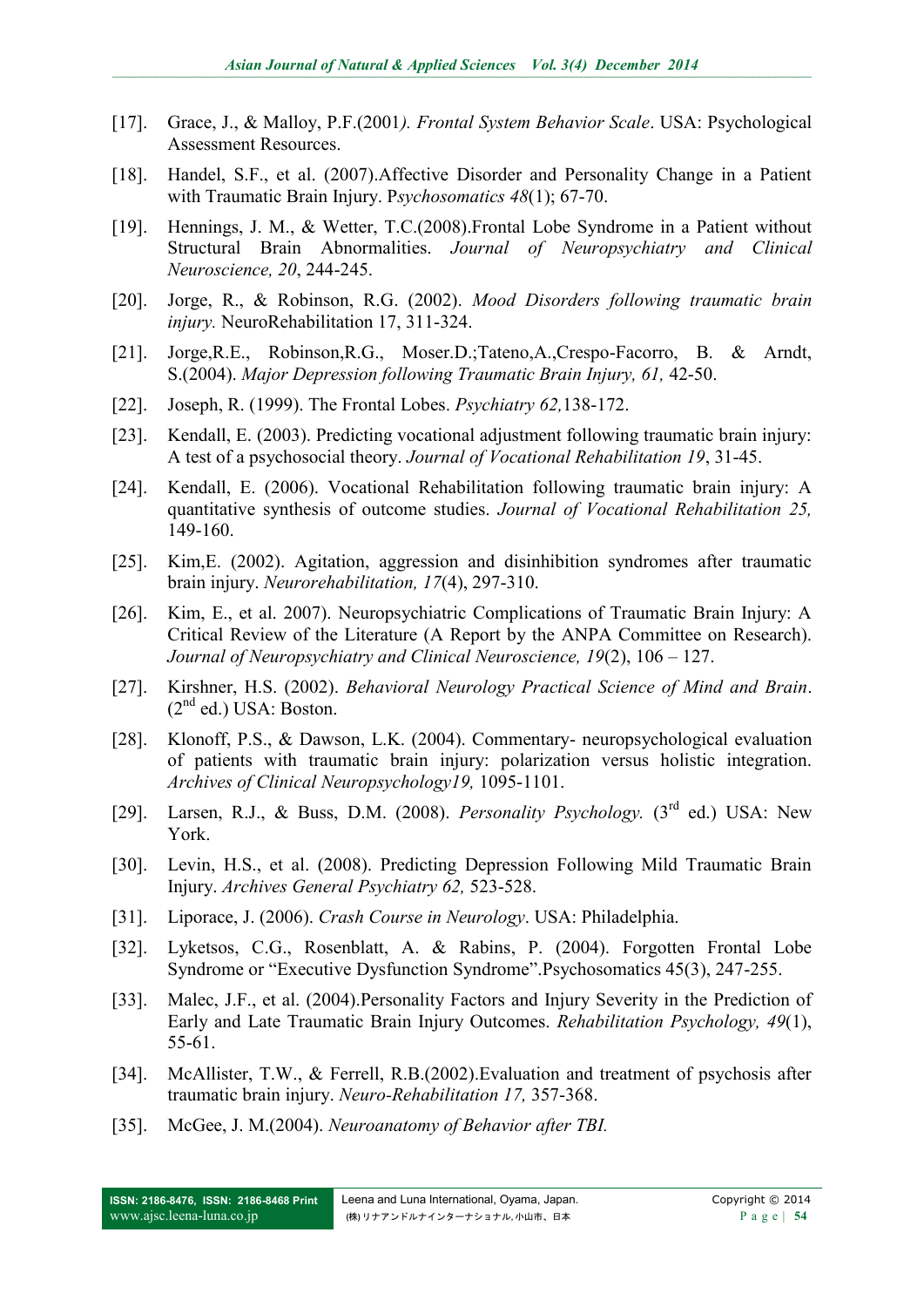[17]. Grace, J., & Malloy, P.F.(2001*). Frontal System Behavior Scale*. USA: Psychological Assessment Resources.

[18]. Handel, S.F., et al. (2007).Affective Disorder and Personality Change in a Patient with Traumatic Brain Injury. P*sychosomatics 48*(1); 67-70.

[19]. Hennings, J. M., & Wetter, T.C.(2008).Frontal Lobe Syndrome in a Patient without Structural Brain Abnormalities. *Journal of Neuropsychiatry and Clinical Neuroscience, 20*, 244-245.

[20]. Jorge, R., & Robinson, R.G. (2002). *Mood Disorders following traumatic brain injury.* NeuroRehabilitation 17, 311-324.

[21]. Jorge,R.E., Robinson,R.G., Moser.D.;Tateno,A.,Crespo-Facorro, B. & Arndt, S.(2004). *Major Depression following Traumatic Brain Injury, 61,* 42-50.

[22]. Joseph, R. (1999). The Frontal Lobes. *Psychiatry 62,*138-172.

[23]. Kendall, E. (2003). Predicting vocational adjustment following traumatic brain injury: A test of a psychosocial theory. *Journal of Vocational Rehabilitation 19*, 31-45.

[24]. Kendall, E. (2006). Vocational Rehabilitation following traumatic brain injury: A quantitative synthesis of outcome studies. *Journal of Vocational Rehabilitation 25,* 149-160.

[25]. Kim,E. (2002). Agitation, aggression and disinhibition syndromes after traumatic brain injury. *Neurorehabilitation, 17*(4), 297-310.

[26]. Kim, E., et al. 2007). Neuropsychiatric Complications of Traumatic Brain Injury: A Critical Review of the Literature (A Report by the ANPA Committee on Research). *Journal of Neuropsychiatry and Clinical Neuroscience, 19*(2), 106 – 127.

[27]. Kirshner, H.S. (2002). *Behavioral Neurology Practical Science of Mind and Brain*. (2nd ed.) USA: Boston.

[28]. Klonoff, P.S., & Dawson, L.K. (2004). Commentary- neuropsychological evaluation of patients with traumatic brain injury: polarization versus holistic integration. *Archives of Clinical Neuropsychology19,* 1095-1101.

[29]. Larsen, R.J., & Buss, D.M. (2008). *Personality Psychology.* (3rd ed.) USA: New York.

[30]. Levin, H.S., et al. (2008). Predicting Depression Following Mild Traumatic Brain Injury. *Archives General Psychiatry 62,* 523-528.

[31]. Liporace, J. (2006). *Crash Course in Neurology*. USA: Philadelphia.

[32]. Lyketsos, C.G., Rosenblatt, A. & Rabins, P. (2004). Forgotten Frontal Lobe Syndrome or "Executive Dysfunction Syndrome".Psychosomatics 45(3), 247-255.

[33]. Malec, J.F., et al. (2004).Personality Factors and Injury Severity in the Prediction of Early and Late Traumatic Brain Injury Outcomes. *Rehabilitation Psychology, 49*(1), 55-61.

[34]. McAllister, T.W., & Ferrell, R.B.(2002).Evaluation and treatment of psychosis after traumatic brain injury. *Neuro-Rehabilitation 17,* 357-368.

[35]. McGee, J. M.(2004). *Neuroanatomy of Behavior after TBI.*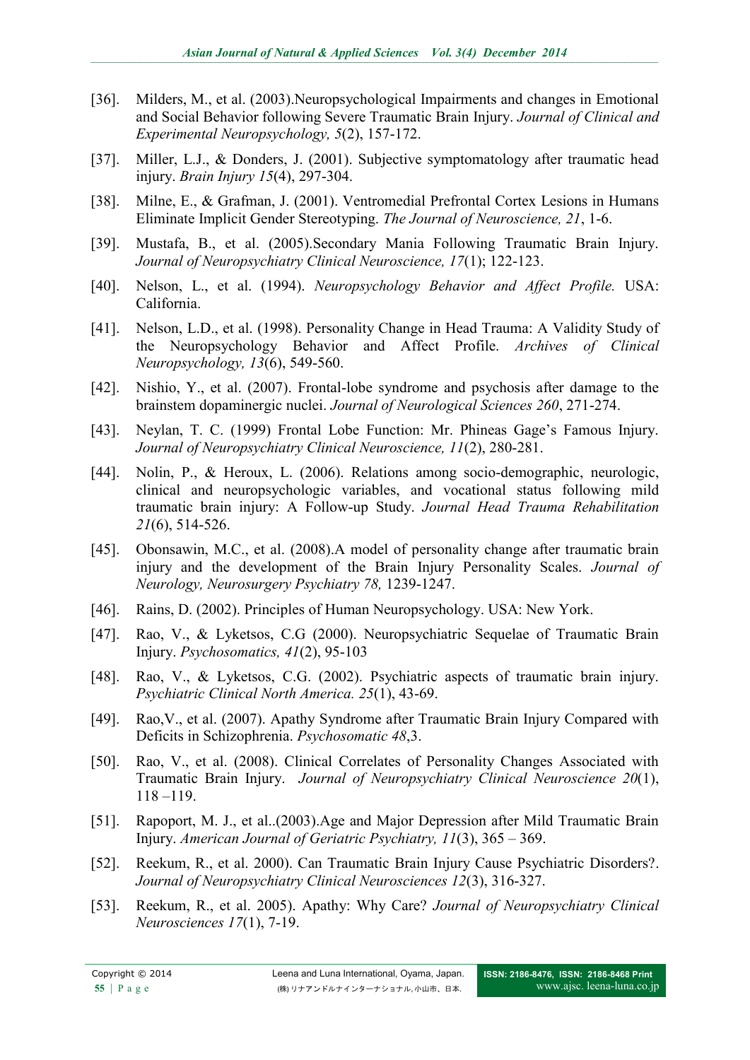[36]. Milders, M., et al. (2003).Neuropsychological Impairments and changes in Emotional and Social Behavior following Severe Traumatic Brain Injury. *Journal of Clinical and Experimental Neuropsychology, 5*(2), 157-172.

[37]. Miller, L.J., & Donders, J. (2001). Subjective symptomatology after traumatic head injury. *Brain Injury 15*(4), 297-304.

[38]. Milne, E., & Grafman, J. (2001). Ventromedial Prefrontal Cortex Lesions in Humans Eliminate Implicit Gender Stereotyping. *The Journal of Neuroscience, 21*, 1-6.

[39]. Mustafa, B., et al. (2005).Secondary Mania Following Traumatic Brain Injury. *Journal of Neuropsychiatry Clinical Neuroscience, 17*(1); 122-123.

[40]. Nelson, L., et al. (1994). *Neuropsychology Behavior and Affect Profile.* USA: California.

[41]. Nelson, L.D., et al. (1998). Personality Change in Head Trauma: A Validity Study of the Neuropsychology Behavior and Affect Profile. *Archives of Clinical Neuropsychology, 13*(6), 549-560.

[42]. Nishio, Y., et al. (2007). Frontal-lobe syndrome and psychosis after damage to the brainstem dopaminergic nuclei. *Journal of Neurological Sciences 260*, 271-274.

[43]. Neylan, T. C. (1999) Frontal Lobe Function: Mr. Phineas Gage's Famous Injury. *Journal of Neuropsychiatry Clinical Neuroscience, 11*(2), 280-281.

[44]. Nolin, P., & Heroux, L. (2006). Relations among socio-demographic, neurologic, clinical and neuropsychologic variables, and vocational status following mild traumatic brain injury: A Follow-up Study. *Journal Head Trauma Rehabilitation 21*(6), 514-526.

[45]. Obonsawin, M.C., et al. (2008).A model of personality change after traumatic brain injury and the development of the Brain Injury Personality Scales. *Journal of Neurology, Neurosurgery Psychiatry 78,* 1239-1247.

[46]. Rains, D. (2002). Principles of Human Neuropsychology. USA: New York.

[47]. Rao, V., & Lyketsos, C.G (2000). Neuropsychiatric Sequelae of Traumatic Brain Injury. *Psychosomatics, 41*(2), 95-103

[48]. Rao, V., & Lyketsos, C.G. (2002). Psychiatric aspects of traumatic brain injury. *Psychiatric Clinical North America. 25*(1), 43-69.

[49]. Rao,V., et al. (2007). Apathy Syndrome after Traumatic Brain Injury Compared with Deficits in Schizophrenia. *Psychosomatic 48*,3.

[50]. Rao, V., et al. (2008). Clinical Correlates of Personality Changes Associated with Traumatic Brain Injury. *Journal of Neuropsychiatry Clinical Neuroscience 20*(1), 118 –119.

[51]. Rapoport, M. J., et al..(2003).Age and Major Depression after Mild Traumatic Brain Injury. *American Journal of Geriatric Psychiatry, 11*(3), 365 – 369.

[52]. Reekum, R., et al. 2000). Can Traumatic Brain Injury Cause Psychiatric Disorders?. *Journal of Neuropsychiatry Clinical Neurosciences 12*(3), 316-327.

[53]. Reekum, R., et al. 2005). Apathy: Why Care? *Journal of Neuropsychiatry Clinical Neurosciences 17*(1), 7-19.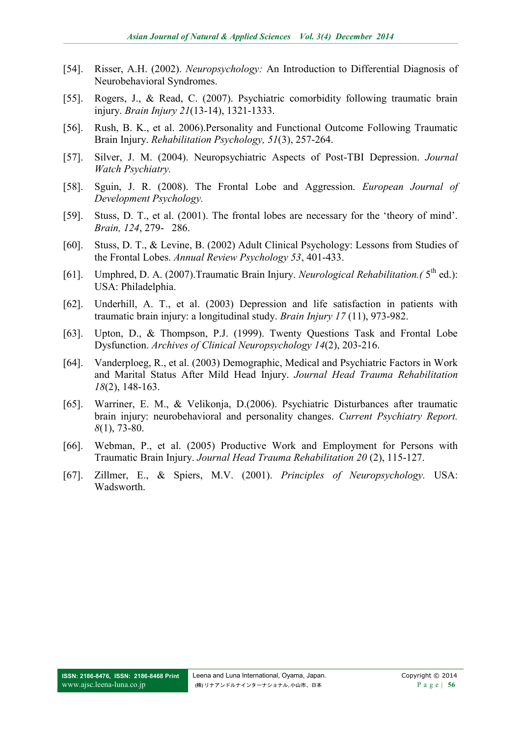[54]. Risser, A.H. (2002). *Neuropsychology:* An Introduction to Differential Diagnosis of Neurobehavioral Syndromes.

[55]. Rogers, J., & Read, C. (2007). Psychiatric comorbidity following traumatic brain injury. *Brain Injury 21*(13-14), 1321-1333.

[56]. Rush, B. K., et al. 2006).Personality and Functional Outcome Following Traumatic Brain Injury. *Rehabilitation Psychology, 51*(3), 257-264.

[57]. Silver, J. M. (2004). Neuropsychiatric Aspects of Post-TBI Depression. *Journal Watch Psychiatry.*

[58]. Sguin, J. R. (2008). The Frontal Lobe and Aggression. *European Journal of Development Psychology.*

[59]. Stuss, D. T., et al. (2001). The frontal lobes are necessary for the 'theory of mind'. *Brain, 124*, 279- 286.

[60]. Stuss, D. T., & Levine, B. (2002) Adult Clinical Psychology: Lessons from Studies of the Frontal Lobes. *Annual Review Psychology 53*, 401-433.

[61]. Umphred, D. A. (2007).Traumatic Brain Injury. *Neurological Rehabilitation.(* 5th ed.): USA: Philadelphia.

[62]. Underhill, A. T., et al. (2003) Depression and life satisfaction in patients with traumatic brain injury: a longitudinal study. *Brain Injury 17* (11), 973-982.

[63]. Upton, D., & Thompson, P.J. (1999). Twenty Questions Task and Frontal Lobe Dysfunction. *Archives of Clinical Neuropsychology 14*(2), 203-216.

[64]. Vanderploeg, R., et al. (2003) Demographic, Medical and Psychiatric Factors in Work and Marital Status After Mild Head Injury. *Journal Head Trauma Rehabilitation 18*(2), 148-163.

[65]. Warriner, E. M., & Velikonja, D.(2006). Psychiatric Disturbances after traumatic brain injury: neurobehavioral and personality changes. *Current Psychiatry Report. 8*(1), 73-80.

[66]. Webman, P., et al. (2005) Productive Work and Employment for Persons with Traumatic Brain Injury. *Journal Head Trauma Rehabilitation 20* (2), 115-127.

[67]. Zillmer, E., & Spiers, M.V. (2001). *Principles of Neuropsychology.* USA: Wadsworth.